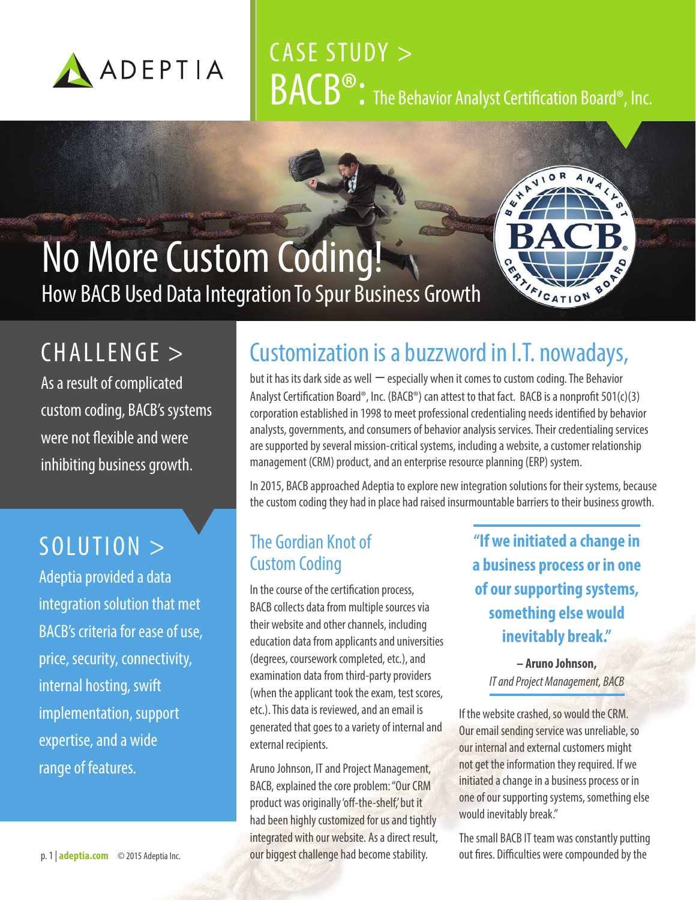# CASE STUDY > BACB®: The Behavior Analyst Certification Board®, Inc.

# No More Custom Coding!

## How BACB Used Data Integration To Spur Business Growth

## CHALLENGE >

As a result of complicated custom coding, BACB's systems were not flexible and were inhibiting business growth.

## SOLUTION >

Adeptia provided a data integration solution that met BACB's criteria for ease of use, price, security, connectivity, internal hosting, swift implementation, support expertise, and a wide range of features.

## Customization is a buzzword in I.T. nowadays,

but it has its dark side as well — especially when it comes to custom coding. The Behavior Analyst Certification Board®, Inc. (BACB®) can attest to that fact. BACB is a nonprofit 501(c)(3) corporation established in 1998 to meet professional credentialing needs identified by behavior analysts, governments, and consumers of behavior analysis services. Their credentialing services are supported by several mission-critical systems, including a website, a customer relationship management (CRM) product, and an enterprise resource planning (ERP) system.

In 2015, BACB approached Adeptia to explore new integration solutions for their systems, because the custom coding they had in place had raised insurmountable barriers to their business growth.

### The Gordian Knot of Custom Coding

In the course of the certification process, BACB collects data from multiple sources via their website and other channels, including education data from applicants and universities (degrees, coursework completed, etc.), and examination data from third-party providers (when the applicant took the exam, test scores, etc.). This data is reviewed, and an email is generated that goes to a variety of internal and external recipients.

Aruno Johnson, IT and Project Management, BACB, explained the core problem: "Our CRM product was originally 'off-the-shelf,' but it had been highly customized for us and tightly integrated with our website. As a direct result, our biggest challenge had become stability.

> **"If we initiated a change in a business process or in one of our supporting systems, something else would inevitably break."**
>
> **– Aruno Johnson,**
> *IT and Project Management, BACB*

If the website crashed, so would the CRM. Our email sending service was unreliable, so our internal and external customers might not get the information they required. If we initiated a change in a business process or in one of our supporting systems, something else would inevitably break."

The small BACB IT team was constantly putting out fires. Difficulties were compounded by the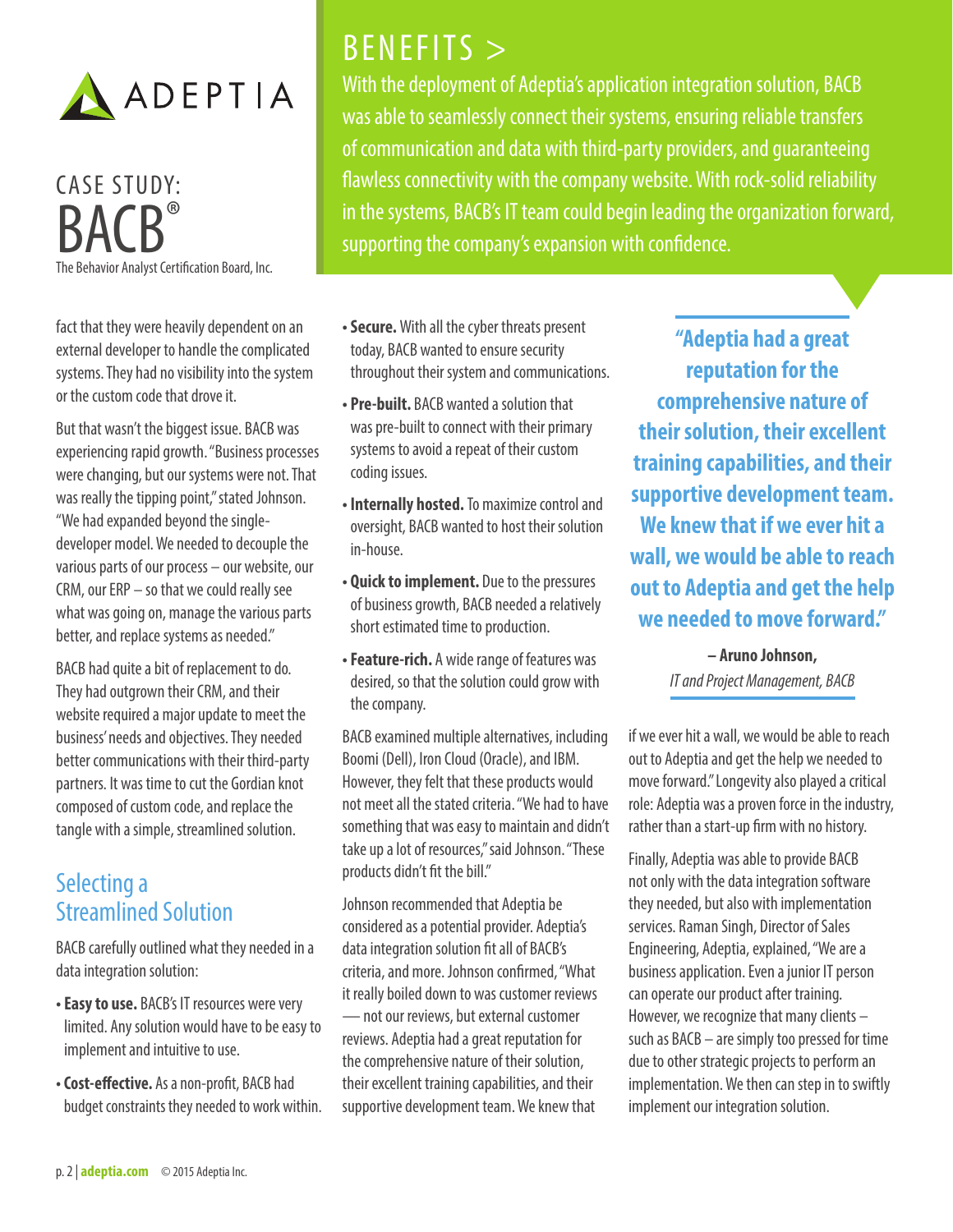# CASE STUDY: BACB®

The Behavior Analyst Certification Board, Inc.

## BENEFITS >

With the deployment of Adeptia's application integration solution, BACB was able to seamlessly connect their systems, ensuring reliable transfers of communication and data with third-party providers, and guaranteeing flawless connectivity with the company website. With rock-solid reliability in the systems, BACB's IT team could begin leading the organization forward, supporting the company's expansion with confidence.

fact that they were heavily dependent on an external developer to handle the complicated systems. They had no visibility into the system or the custom code that drove it.

But that wasn't the biggest issue. BACB was experiencing rapid growth. "Business processes were changing, but our systems were not. That was really the tipping point," stated Johnson. "We had expanded beyond the single-developer model. We needed to decouple the various parts of our process – our website, our CRM, our ERP – so that we could really see what was going on, manage the various parts better, and replace systems as needed."

BACB had quite a bit of replacement to do. They had outgrown their CRM, and their website required a major update to meet the business' needs and objectives. They needed better communications with their third-party partners. It was time to cut the Gordian knot composed of custom code, and replace the tangle with a simple, streamlined solution.

## Selecting a Streamlined Solution

BACB carefully outlined what they needed in a data integration solution:

- **Easy to use.** BACB's IT resources were very limited. Any solution would have to be easy to implement and intuitive to use.
- **Cost-effective.** As a non-profit, BACB had budget constraints they needed to work within.
- **Secure.** With all the cyber threats present today, BACB wanted to ensure security throughout their system and communications.
- **Pre-built.** BACB wanted a solution that was pre-built to connect with their primary systems to avoid a repeat of their custom coding issues.
- **Internally hosted.** To maximize control and oversight, BACB wanted to host their solution in-house.
- **Quick to implement.** Due to the pressures of business growth, BACB needed a relatively short estimated time to production.
- **Feature-rich.** A wide range of features was desired, so that the solution could grow with the company.

BACB examined multiple alternatives, including Boomi (Dell), Iron Cloud (Oracle), and IBM. However, they felt that these products would not meet all the stated criteria. "We had to have something that was easy to maintain and didn't take up a lot of resources," said Johnson. "These products didn't fit the bill."

Johnson recommended that Adeptia be considered as a potential provider. Adeptia's data integration solution fit all of BACB's criteria, and more. Johnson confirmed, "What it really boiled down to was customer reviews — not our reviews, but external customer reviews. Adeptia had a great reputation for the comprehensive nature of their solution, their excellent training capabilities, and their supportive development team. We knew that if we ever hit a wall, we would be able to reach out to Adeptia and get the help we needed to move forward." Longevity also played a critical role: Adeptia was a proven force in the industry, rather than a start-up firm with no history.

> **"Adeptia had a great reputation for the comprehensive nature of their solution, their excellent training capabilities, and their supportive development team. We knew that if we ever hit a wall, we would be able to reach out to Adeptia and get the help we needed to move forward."**
>
> **– Aruno Johnson,**
> *IT and Project Management, BACB*

Finally, Adeptia was able to provide BACB not only with the data integration software they needed, but also with implementation services. Raman Singh, Director of Sales Engineering, Adeptia, explained, "We are a business application. Even a junior IT person can operate our product after training. However, we recognize that many clients – such as BACB – are simply too pressed for time due to other strategic projects to perform an implementation. We then can step in to swiftly implement our integration solution.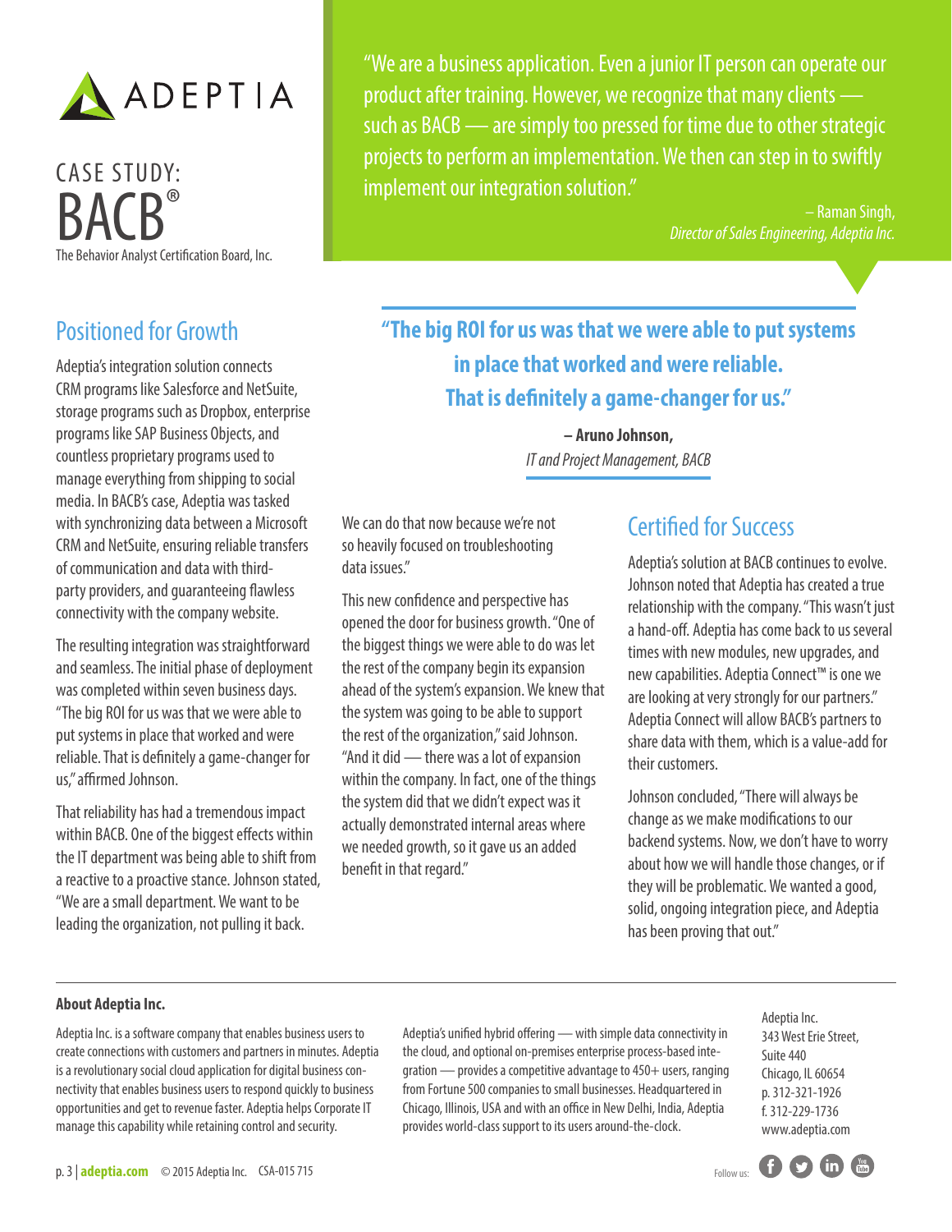ADEPTIA

CASE STUDY:

# BACB®

The Behavior Analyst Certification Board, Inc.

"We are a business application. Even a junior IT person can operate our product after training. However, we recognize that many clients — such as BACB — are simply too pressed for time due to other strategic projects to perform an implementation. We then can step in to swiftly implement our integration solution."

– Raman Singh,
*Director of Sales Engineering, Adeptia Inc.*

**"The big ROI for us was that we were able to put systems in place that worked and were reliable. That is definitely a game-changer for us."**

**– Aruno Johnson,**
*IT and Project Management, BACB*

## Positioned for Growth

Adeptia's integration solution connects CRM programs like Salesforce and NetSuite, storage programs such as Dropbox, enterprise programs like SAP Business Objects, and countless proprietary programs used to manage everything from shipping to social media. In BACB's case, Adeptia was tasked with synchronizing data between a Microsoft CRM and NetSuite, ensuring reliable transfers of communication and data with third-party providers, and guaranteeing flawless connectivity with the company website.

The resulting integration was straightforward and seamless. The initial phase of deployment was completed within seven business days. "The big ROI for us was that we were able to put systems in place that worked and were reliable. That is definitely a game-changer for us," affirmed Johnson.

That reliability has had a tremendous impact within BACB. One of the biggest effects within the IT department was being able to shift from a reactive to a proactive stance. Johnson stated, "We are a small department. We want to be leading the organization, not pulling it back. We can do that now because we're not so heavily focused on troubleshooting data issues."

This new confidence and perspective has opened the door for business growth. "One of the biggest things we were able to do was let the rest of the company begin its expansion ahead of the system's expansion. We knew that the system was going to be able to support the rest of the organization," said Johnson. "And it did — there was a lot of expansion within the company. In fact, one of the things the system did that we didn't expect was it actually demonstrated internal areas where we needed growth, so it gave us an added benefit in that regard."

## Certified for Success

Adeptia's solution at BACB continues to evolve. Johnson noted that Adeptia has created a true relationship with the company. "This wasn't just a hand-off. Adeptia has come back to us several times with new modules, new upgrades, and new capabilities. Adeptia Connect™ is one we are looking at very strongly for our partners." Adeptia Connect will allow BACB's partners to share data with them, which is a value-add for their customers.

Johnson concluded, "There will always be change as we make modifications to our backend systems. Now, we don't have to worry about how we will handle those changes, or if they will be problematic. We wanted a good, solid, ongoing integration piece, and Adeptia has been proving that out."

**About Adeptia Inc.**

Adeptia Inc. is a software company that enables business users to create connections with customers and partners in minutes. Adeptia is a revolutionary social cloud application for digital business connectivity that enables business users to respond quickly to business opportunities and get to revenue faster. Adeptia helps Corporate IT manage this capability while retaining control and security.

Adeptia's unified hybrid offering — with simple data connectivity in the cloud, and optional on-premises enterprise process-based integration — provides a competitive advantage to 450+ users, ranging from Fortune 500 companies to small businesses. Headquartered in Chicago, Illinois, USA and with an office in New Delhi, India, Adeptia provides world-class support to its users around-the-clock.

Adeptia Inc.
343 West Erie Street,
Suite 440
Chicago, IL 60654
p. 312-321-1926
f. 312-229-1736
www.adeptia.com

© 2015 Adeptia Inc. CSA-015 715